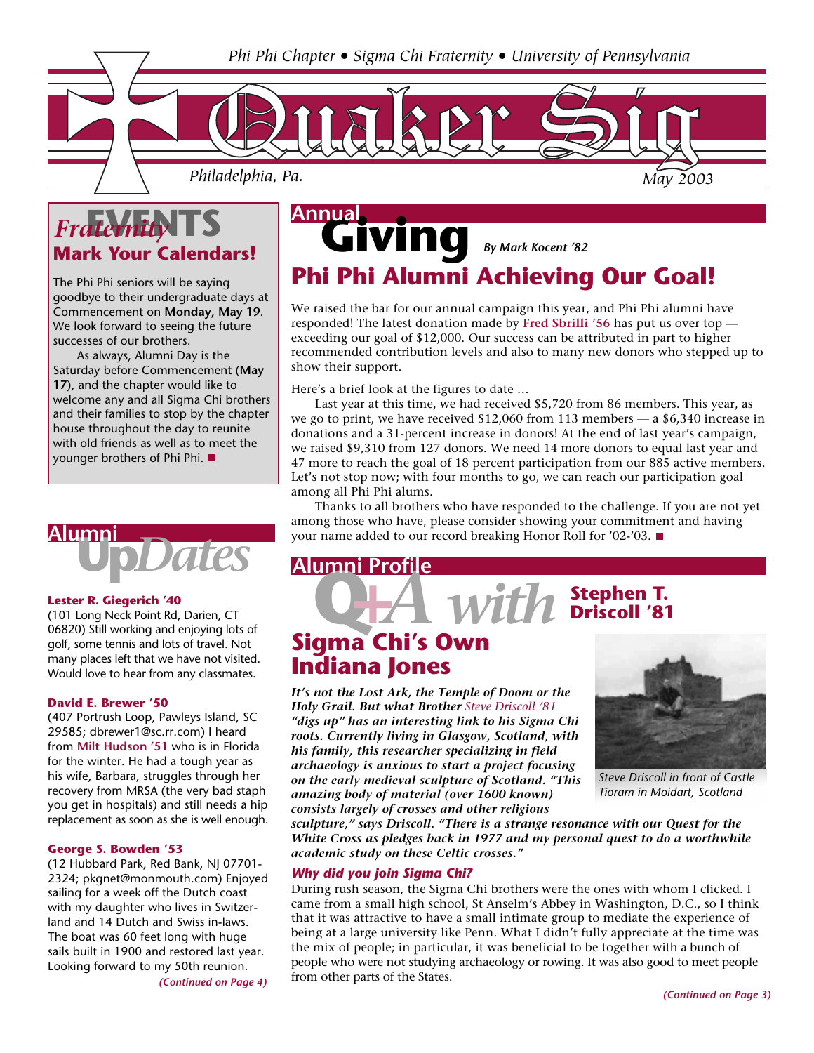Phi Phi Chapter • Sigma Chi Fraternity • University of Pennsylvania

# Quaker Sig

Philadelphia, Pa. May 2003

## Fraternity EVENTS

### Mark Your Calendars!

The Phi Phi seniors will be saying goodbye to their undergraduate days at Commencement on **Monday, May 19**. We look forward to seeing the future successes of our brothers.

As always, Alumni Day is the Saturday before Commencement (**May 17**), and the chapter would like to welcome any and all Sigma Chi brothers and their families to stop by the chapter house throughout the day to reunite with old friends as well as to meet the younger brothers of Phi Phi. ■

## Alumni UpDates

**Lester R. Giegerich '40**
(101 Long Neck Point Rd, Darien, CT 06820) Still working and enjoying lots of golf, some tennis and lots of travel. Not many places left that we have not visited. Would love to hear from any classmates.

**David E. Brewer '50**
(407 Portrush Loop, Pawleys Island, SC 29585; dbrewer1@sc.rr.com) I heard from **Milt Hudson '51** who is in Florida for the winter. He had a tough year as his wife, Barbara, struggles through her recovery from MRSA (the very bad staph you get in hospitals) and still needs a hip replacement as soon as she is well enough.

**George S. Bowden '53**
(12 Hubbard Park, Red Bank, NJ 07701-2324; pkgnet@monmouth.com) Enjoyed sailing for a week off the Dutch coast with my daughter who lives in Switzerland and 14 Dutch and Swiss in-laws. The boat was 60 feet long with huge sails built in 1900 and restored last year. Looking forward to my 50th reunion.

*(Continued on Page 4)*

## Annual Giving

*By Mark Kocent '82*

### Phi Phi Alumni Achieving Our Goal!

We raised the bar for our annual campaign this year, and Phi Phi alumni have responded! The latest donation made by **Fred Sbrilli '56** has put us over top — exceeding our goal of $12,000. Our success can be attributed in part to higher recommended contribution levels and also to many new donors who stepped up to show their support.

Here's a brief look at the figures to date …

Last year at this time, we had received $5,720 from 86 members. This year, as we go to print, we have received $12,060 from 113 members — a $6,340 increase in donations and a 31-percent increase in donors! At the end of last year's campaign, we raised $9,310 from 127 donors. We need 14 more donors to equal last year and 47 more to reach the goal of 18 percent participation from our 885 active members. Let's not stop now; with four months to go, we can reach our participation goal among all Phi Phi alums.

Thanks to all brothers who have responded to the challenge. If you are not yet among those who have, please consider showing your commitment and having your name added to our record breaking Honor Roll for '02-'03. ■

## Alumni Profile

### Q+A with Stephen T. Driscoll '81

### Sigma Chi's Own Indiana Jones

***It's not the Lost Ark, the Temple of Doom or the Holy Grail. But what Brother Steve Driscoll '81 "digs up" has an interesting link to his Sigma Chi roots. Currently living in Glasgow, Scotland, with his family, this researcher specializing in field archaeology is anxious to start a project focusing on the early medieval sculpture of Scotland. "This amazing body of material (over 1600 known) consists largely of crosses and other religious sculpture," says Driscoll. "There is a strange resonance with our Quest for the White Cross as pledges back in 1977 and my personal quest to do a worthwhile academic study on these Celtic crosses."***

Steve Driscoll in front of Castle Tioram in Moidart, Scotland

***Why did you join Sigma Chi?***

During rush season, the Sigma Chi brothers were the ones with whom I clicked. I came from a small high school, St Anselm's Abbey in Washington, D.C., so I think that it was attractive to have a small intimate group to mediate the experience of being at a large university like Penn. What I didn't fully appreciate at the time was the mix of people; in particular, it was beneficial to be together with a bunch of people who were not studying archaeology or rowing. It was also good to meet people from other parts of the States.

*(Continued on Page 3)*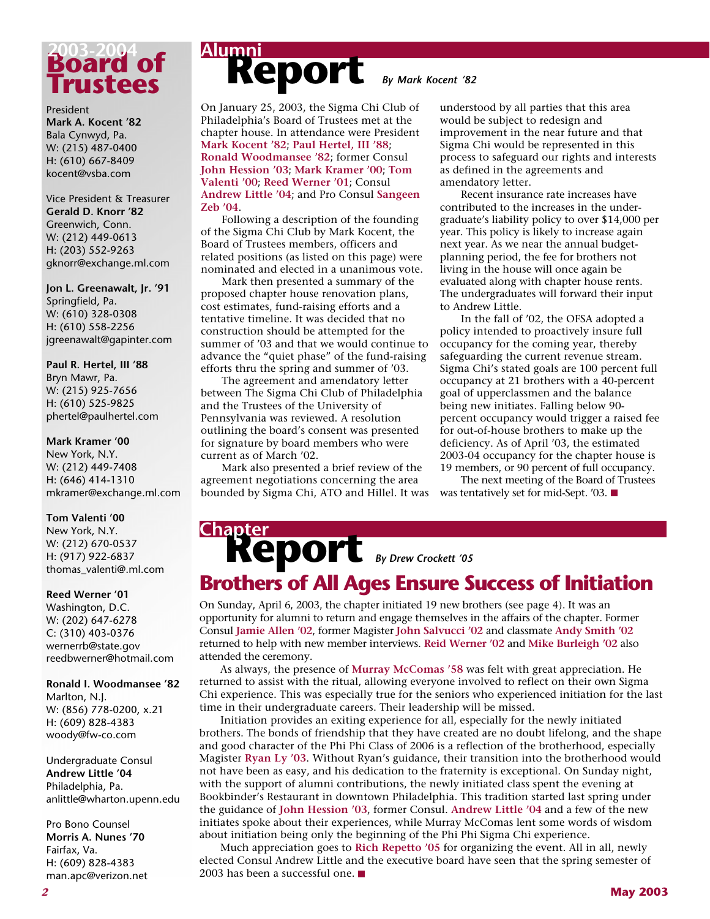## 2003-2004 Board of Trustees

President
**Mark A. Kocent '82**
Bala Cynwyd, Pa.
W: (215) 487-0400
H: (610) 667-8409
kocent@vsba.com

Vice President & Treasurer
**Gerald D. Knorr '82**
Greenwich, Conn.
W: (212) 449-0613
H: (203) 552-9263
gknorr@exchange.ml.com

**Jon L. Greenawalt, Jr. '91**
Springfield, Pa.
W: (610) 328-0308
H: (610) 558-2256
jgreenawalt@gapinter.com

**Paul R. Hertel, III '88**
Bryn Mawr, Pa.
W: (215) 925-7656
H: (610) 525-9825
phertel@paulhertel.com

**Mark Kramer '00**
New York, N.Y.
W: (212) 449-7408
H: (646) 414-1310
mkramer@exchange.ml.com

**Tom Valenti '00**
New York, N.Y.
W: (212) 670-0537
H: (917) 922-6837
thomas_valenti@.ml.com

**Reed Werner '01**
Washington, D.C.
W: (202) 647-6278
C: (310) 403-0376
wernerrb@state.gov
reedbwerner@hotmail.com

**Ronald I. Woodmansee '82**
Marlton, N.J.
W: (856) 778-0200, x.21
H: (609) 828-4383
woody@fw-co.com

Undergraduate Consul
**Andrew Little '04**
Philadelphia, Pa.
anlittle@wharton.upenn.edu

Pro Bono Counsel
**Morris A. Nunes '70**
Fairfax, Va.
H: (609) 828-4383
man.apc@verizon.net

# Alumni Report

*By Mark Kocent '82*

On January 25, 2003, the Sigma Chi Club of Philadelphia's Board of Trustees met at the chapter house. In attendance were President **Mark Kocent '82**; **Paul Hertel, III '88**; **Ronald Woodmansee '82**; former Consul **John Hession '03**; **Mark Kramer '00**; **Tom Valenti '00**; **Reed Werner '01**; Consul **Andrew Little '04**; and Pro Consul **Sangeen Zeb '04**.

Following a description of the founding of the Sigma Chi Club by Mark Kocent, the Board of Trustees members, officers and related positions (as listed on this page) were nominated and elected in a unanimous vote.

Mark then presented a summary of the proposed chapter house renovation plans, cost estimates, fund-raising efforts and a tentative timeline. It was decided that no construction should be attempted for the summer of '03 and that we would continue to advance the "quiet phase" of the fund-raising efforts thru the spring and summer of '03.

The agreement and amendatory letter between The Sigma Chi Club of Philadelphia and the Trustees of the University of Pennsylvania was reviewed. A resolution outlining the board's consent was presented for signature by board members who were current as of March '02.

Mark also presented a brief review of the agreement negotiations concerning the area bounded by Sigma Chi, ATO and Hillel. It was understood by all parties that this area would be subject to redesign and improvement in the near future and that Sigma Chi would be represented in this process to safeguard our rights and interests as defined in the agreements and amendatory letter.

Recent insurance rate increases have contributed to the increases in the undergraduate's liability policy to over $14,000 per year. This policy is likely to increase again next year. As we near the annual budget-planning period, the fee for brothers not living in the house will once again be evaluated along with chapter house rents. The undergraduates will forward their input to Andrew Little.

In the fall of '02, the OFSA adopted a policy intended to proactively insure full occupancy for the coming year, thereby safeguarding the current revenue stream. Sigma Chi's stated goals are 100 percent full occupancy at 21 brothers with a 40-percent goal of upperclassmen and the balance being new initiates. Falling below 90-percent occupancy would trigger a raised fee for out-of-house brothers to make up the deficiency. As of April '03, the estimated 2003-04 occupancy for the chapter house is 19 members, or 90 percent of full occupancy.

The next meeting of the Board of Trustees was tentatively set for mid-Sept. '03. ■

# Chapter Report

*By Drew Crockett '05*

## Brothers of All Ages Ensure Success of Initiation

On Sunday, April 6, 2003, the chapter initiated 19 new brothers (see page 4). It was an opportunity for alumni to return and engage themselves in the affairs of the chapter. Former Consul **Jamie Allen '02**, former Magister **John Salvucci '02** and classmate **Andy Smith '02** returned to help with new member interviews. **Reid Werner '02** and **Mike Burleigh '02** also attended the ceremony.

As always, the presence of **Murray McComas '58** was felt with great appreciation. He returned to assist with the ritual, allowing everyone involved to reflect on their own Sigma Chi experience. This was especially true for the seniors who experienced initiation for the last time in their undergraduate careers. Their leadership will be missed.

Initiation provides an exiting experience for all, especially for the newly initiated brothers. The bonds of friendship that they have created are no doubt lifelong, and the shape and good character of the Phi Phi Class of 2006 is a reflection of the brotherhood, especially Magister **Ryan Ly '03**. Without Ryan's guidance, their transition into the brotherhood would not have been as easy, and his dedication to the fraternity is exceptional. On Sunday night, with the support of alumni contributions, the newly initiated class spent the evening at Bookbinder's Restaurant in downtown Philadelphia. This tradition started last spring under the guidance of **John Hession '03**, former Consul. **Andrew Little '04** and a few of the new initiates spoke about their experiences, while Murray McComas lent some words of wisdom about initiation being only the beginning of the Phi Phi Sigma Chi experience.

Much appreciation goes to **Rich Repetto '05** for organizing the event. All in all, newly elected Consul Andrew Little and the executive board have seen that the spring semester of 2003 has been a successful one. ■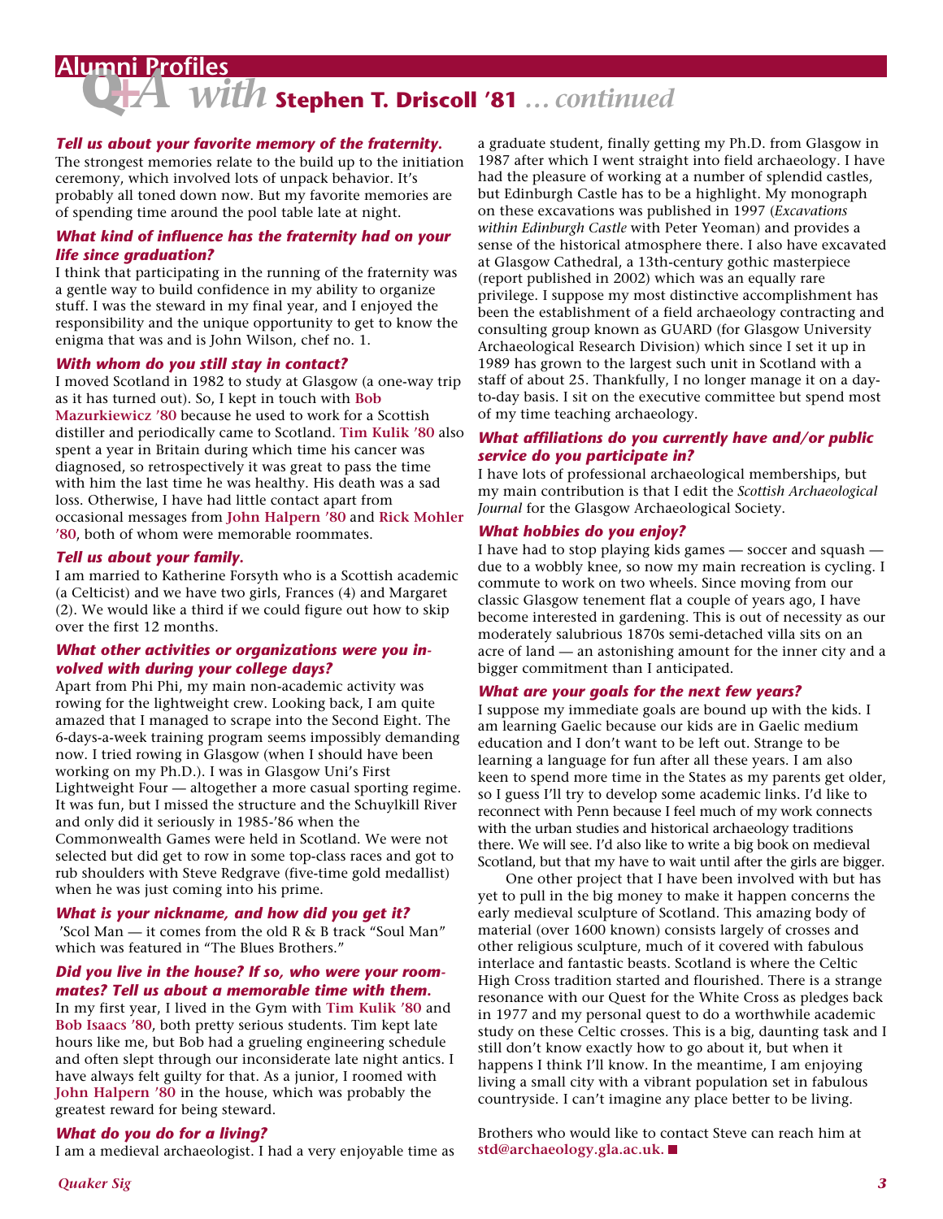## Alumni Profiles

# Q+A with Stephen T. Driscoll '81 *... continued*

***Tell us about your favorite memory of the fraternity.***

The strongest memories relate to the build up to the initiation ceremony, which involved lots of unpack behavior. It's probably all toned down now. But my favorite memories are of spending time around the pool table late at night.

***What kind of influence has the fraternity had on your life since graduation?***

I think that participating in the running of the fraternity was a gentle way to build confidence in my ability to organize stuff. I was the steward in my final year, and I enjoyed the responsibility and the unique opportunity to get to know the enigma that was and is John Wilson, chef no. 1.

***With whom do you still stay in contact?***

I moved Scotland in 1982 to study at Glasgow (a one-way trip as it has turned out). So, I kept in touch with **Bob Mazurkiewicz '80** because he used to work for a Scottish distiller and periodically came to Scotland. **Tim Kulik '80** also spent a year in Britain during which time his cancer was diagnosed, so retrospectively it was great to pass the time with him the last time he was healthy. His death was a sad loss. Otherwise, I have had little contact apart from occasional messages from **John Halpern '80** and **Rick Mohler '80**, both of whom were memorable roommates.

***Tell us about your family.***

I am married to Katherine Forsyth who is a Scottish academic (a Celticist) and we have two girls, Frances (4) and Margaret (2). We would like a third if we could figure out how to skip over the first 12 months.

***What other activities or organizations were you involved with during your college days?***

Apart from Phi Phi, my main non-academic activity was rowing for the lightweight crew. Looking back, I am quite amazed that I managed to scrape into the Second Eight. The 6-days-a-week training program seems impossibly demanding now. I tried rowing in Glasgow (when I should have been working on my Ph.D.). I was in Glasgow Uni's First Lightweight Four — altogether a more casual sporting regime. It was fun, but I missed the structure and the Schuylkill River and only did it seriously in 1985-'86 when the Commonwealth Games were held in Scotland. We were not selected but did get to row in some top-class races and got to rub shoulders with Steve Redgrave (five-time gold medallist) when he was just coming into his prime.

***What is your nickname, and how did you get it?***

'Scol Man — it comes from the old R & B track "Soul Man" which was featured in "The Blues Brothers."

***Did you live in the house? If so, who were your roommates? Tell us about a memorable time with them.***

In my first year, I lived in the Gym with **Tim Kulik '80** and **Bob Isaacs '80**, both pretty serious students. Tim kept late hours like me, but Bob had a grueling engineering schedule and often slept through our inconsiderate late night antics. I have always felt guilty for that. As a junior, I roomed with **John Halpern '80** in the house, which was probably the greatest reward for being steward.

***What do you do for a living?***

I am a medieval archaeologist. I had a very enjoyable time as a graduate student, finally getting my Ph.D. from Glasgow in 1987 after which I went straight into field archaeology. I have had the pleasure of working at a number of splendid castles, but Edinburgh Castle has to be a highlight. My monograph on these excavations was published in 1997 (*Excavations within Edinburgh Castle* with Peter Yeoman) and provides a sense of the historical atmosphere there. I also have excavated at Glasgow Cathedral, a 13th-century gothic masterpiece (report published in 2002) which was an equally rare privilege. I suppose my most distinctive accomplishment has been the establishment of a field archaeology contracting and consulting group known as GUARD (for Glasgow University Archaeological Research Division) which since I set it up in 1989 has grown to the largest such unit in Scotland with a staff of about 25. Thankfully, I no longer manage it on a day-to-day basis. I sit on the executive committee but spend most of my time teaching archaeology.

***What affiliations do you currently have and/or public service do you participate in?***

I have lots of professional archaeological memberships, but my main contribution is that I edit the *Scottish Archaeological Journal* for the Glasgow Archaeological Society.

***What hobbies do you enjoy?***

I have had to stop playing kids games — soccer and squash — due to a wobbly knee, so now my main recreation is cycling. I commute to work on two wheels. Since moving from our classic Glasgow tenement flat a couple of years ago, I have become interested in gardening. This is out of necessity as our moderately salubrious 1870s semi-detached villa sits on an acre of land — an astonishing amount for the inner city and a bigger commitment than I anticipated.

***What are your goals for the next few years?***

I suppose my immediate goals are bound up with the kids. I am learning Gaelic because our kids are in Gaelic medium education and I don't want to be left out. Strange to be learning a language for fun after all these years. I am also keen to spend more time in the States as my parents get older, so I guess I'll try to develop some academic links. I'd like to reconnect with Penn because I feel much of my work connects with the urban studies and historical archaeology traditions there. We will see. I'd also like to write a big book on medieval Scotland, but that my have to wait until after the girls are bigger.

One other project that I have been involved with but has yet to pull in the big money to make it happen concerns the early medieval sculpture of Scotland. This amazing body of material (over 1600 known) consists largely of crosses and other religious sculpture, much of it covered with fabulous interlace and fantastic beasts. Scotland is where the Celtic High Cross tradition started and flourished. There is a strange resonance with our Quest for the White Cross as pledges back in 1977 and my personal quest to do a worthwhile academic study on these Celtic crosses. This is a big, daunting task and I still don't know exactly how to go about it, but when it happens I think I'll know. In the meantime, I am enjoying living a small city with a vibrant population set in fabulous countryside. I can't imagine any place better to be living.

Brothers who would like to contact Steve can reach him at **std@archaeology.gla.ac.uk.** ■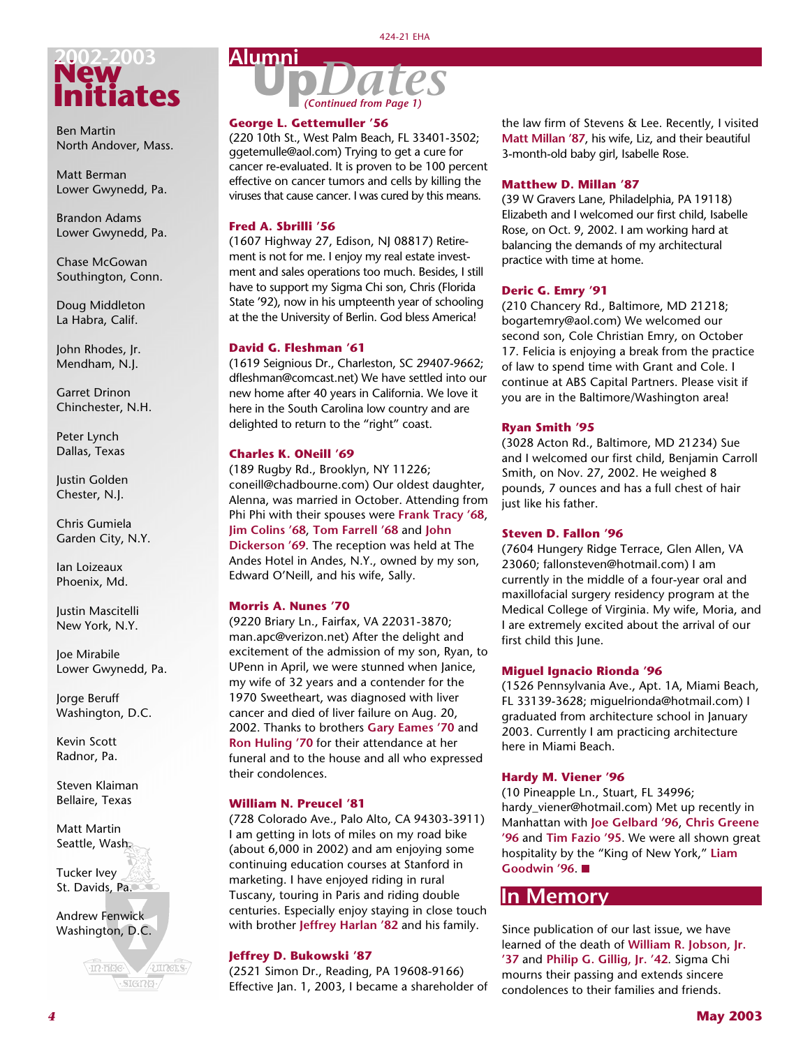## 2002-2003 New Initiates

Ben Martin
North Andover, Mass.

Matt Berman
Lower Gwynedd, Pa.

Brandon Adams
Lower Gwynedd, Pa.

Chase McGowan
Southington, Conn.

Doug Middleton
La Habra, Calif.

John Rhodes, Jr.
Mendham, N.J.

Garret Drinon
Chinchester, N.H.

Peter Lynch
Dallas, Texas

Justin Golden
Chester, N.J.

Chris Gumiela
Garden City, N.Y.

Ian Loizeaux
Phoenix, Md.

Justin Mascitelli
New York, N.Y.

Joe Mirabile
Lower Gwynedd, Pa.

Jorge Beruff
Washington, D.C.

Kevin Scott
Radnor, Pa.

Steven Klaiman
Bellaire, Texas

Matt Martin
Seattle, Wash.

Tucker Ivey
St. Davids, Pa.

Andrew Fenwick
Washington, D.C.

## Alumni UpDates

*(Continued from Page 1)*

**George L. Gettemuller '56**
(220 10th St., West Palm Beach, FL 33401-3502; ggetemulle@aol.com) Trying to get a cure for cancer re-evaluated. It is proven to be 100 percent effective on cancer tumors and cells by killing the viruses that cause cancer. I was cured by this means.

**Fred A. Sbrilli '56**
(1607 Highway 27, Edison, NJ 08817) Retirement is not for me. I enjoy my real estate investment and sales operations too much. Besides, I still have to support my Sigma Chi son, Chris (Florida State '92), now in his umpteenth year of schooling at the the University of Berlin. God bless America!

**David G. Fleshman '61**
(1619 Seignious Dr., Charleston, SC 29407-9662; dfleshman@comcast.net) We have settled into our new home after 40 years in California. We love it here in the South Carolina low country and are delighted to return to the "right" coast.

**Charles K. ONeill '69**
(189 Rugby Rd., Brooklyn, NY 11226; coneill@chadbourne.com) Our oldest daughter, Alenna, was married in October. Attending from Phi Phi with their spouses were **Frank Tracy '68**, **Jim Colins '68**, **Tom Farrell '68** and **John Dickerson '69**. The reception was held at The Andes Hotel in Andes, N.Y., owned by my son, Edward O'Neill, and his wife, Sally.

**Morris A. Nunes '70**
(9220 Briary Ln., Fairfax, VA 22031-3870; man.apc@verizon.net) After the delight and excitement of the admission of my son, Ryan, to UPenn in April, we were stunned when Janice, my wife of 32 years and a contender for the 1970 Sweetheart, was diagnosed with liver cancer and died of liver failure on Aug. 20, 2002. Thanks to brothers **Gary Eames '70** and **Ron Huling '70** for their attendance at her funeral and to the house and all who expressed their condolences.

**William N. Preucel '81**
(728 Colorado Ave., Palo Alto, CA 94303-3911) I am getting in lots of miles on my road bike (about 6,000 in 2002) and am enjoying some continuing education courses at Stanford in marketing. I have enjoyed riding in rural Tuscany, touring in Paris and riding double centuries. Especially enjoy staying in close touch with brother **Jeffrey Harlan '82** and his family.

**Jeffrey D. Bukowski '87**
(2521 Simon Dr., Reading, PA 19608-9166) Effective Jan. 1, 2003, I became a shareholder of the law firm of Stevens & Lee. Recently, I visited **Matt Millan '87**, his wife, Liz, and their beautiful 3-month-old baby girl, Isabelle Rose.

**Matthew D. Millan '87**
(39 W Gravers Lane, Philadelphia, PA 19118) Elizabeth and I welcomed our first child, Isabelle Rose, on Oct. 9, 2002. I am working hard at balancing the demands of my architectural practice with time at home.

**Deric G. Emry '91**
(210 Chancery Rd., Baltimore, MD 21218; bogartemry@aol.com) We welcomed our second son, Cole Christian Emry, on October 17. Felicia is enjoying a break from the practice of law to spend time with Grant and Cole. I continue at ABS Capital Partners. Please visit if you are in the Baltimore/Washington area!

**Ryan Smith '95**
(3028 Acton Rd., Baltimore, MD 21234) Sue and I welcomed our first child, Benjamin Carroll Smith, on Nov. 27, 2002. He weighed 8 pounds, 7 ounces and has a full chest of hair just like his father.

**Steven D. Fallon '96**
(7604 Hungery Ridge Terrace, Glen Allen, VA 23060; fallonsteven@hotmail.com) I am currently in the middle of a four-year oral and maxillofacial surgery residency program at the Medical College of Virginia. My wife, Moria, and I are extremely excited about the arrival of our first child this June.

**Miguel Ignacio Rionda '96**
(1526 Pennsylvania Ave., Apt. 1A, Miami Beach, FL 33139-3628; miguelrionda@hotmail.com) I graduated from architecture school in January 2003. Currently I am practicing architecture here in Miami Beach.

**Hardy M. Viener '96**
(10 Pineapple Ln., Stuart, FL 34996; hardy_viener@hotmail.com) Met up recently in Manhattan with **Joe Gelbard '96**, **Chris Greene '96** and **Tim Fazio '95**. We were all shown great hospitality by the "King of New York," **Liam Goodwin '96**. ■

## In Memory

Since publication of our last issue, we have learned of the death of **William R. Jobson, Jr. '37** and **Philip G. Gillig, Jr. '42**. Sigma Chi mourns their passing and extends sincere condolences to their families and friends.